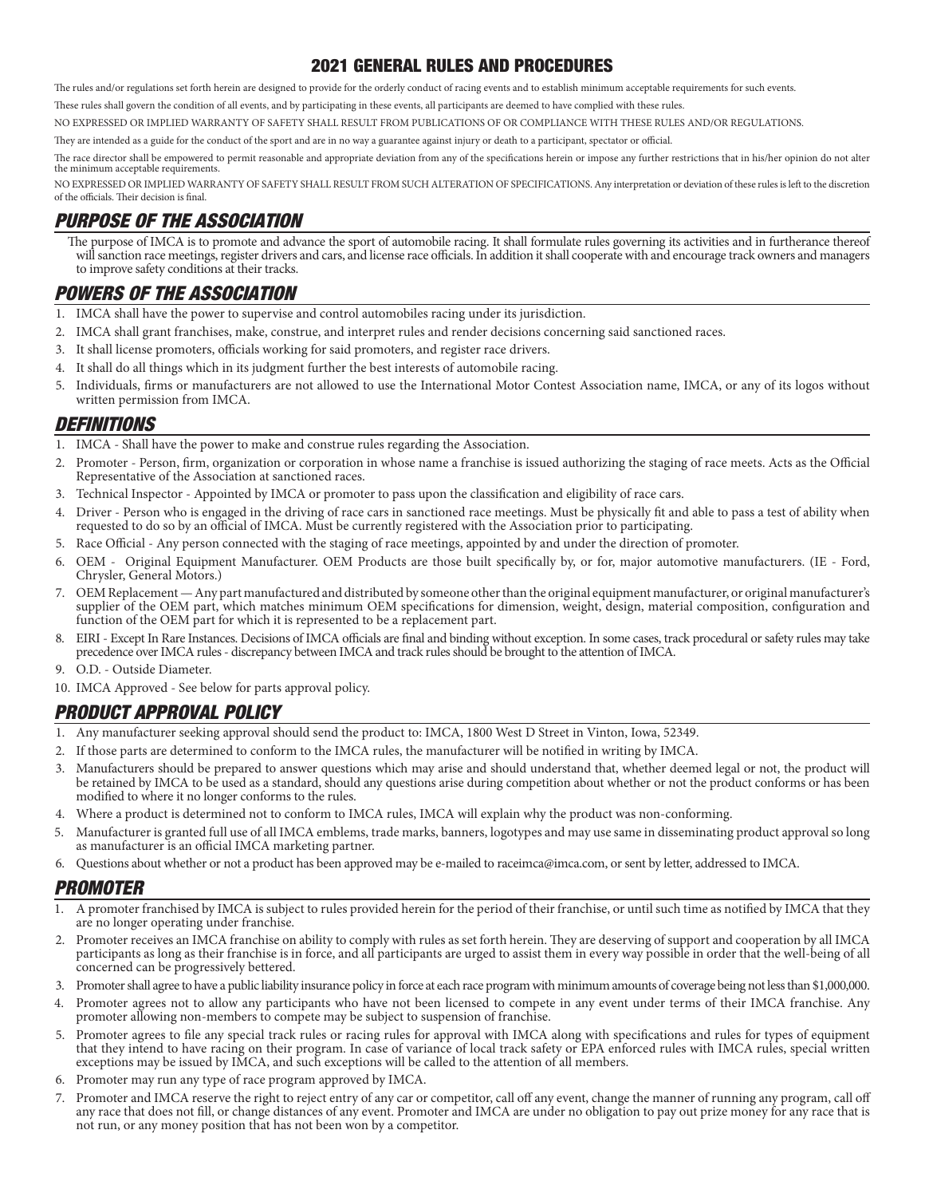# 2021 GENERAL RULES AND PROCEDURES

The rules and/or regulations set forth herein are designed to provide for the orderly conduct of racing events and to establish minimum acceptable requirements for such events.

These rules shall govern the condition of all events, and by participating in these events, all participants are deemed to have complied with these rules.

NO EXPRESSED OR IMPLIED WARRANTY OF SAFETY SHALL RESULT FROM PUBLICATIONS OF OR COMPLIANCE WITH THESE RULES AND/OR REGULATIONS.

They are intended as a guide for the conduct of the sport and are in no way a guarantee against injury or death to a participant, spectator or official.

The race director shall be empowered to permit reasonable and appropriate deviation from any of the specifications herein or impose any further restrictions that in his/her opinion do not alter the minimum acceptable requirements.

NO EXPRESSED OR IMPLIED WARRANTY OF SAFETY SHALL RESULT FROM SUCH ALTERATION OF SPECIFICATIONS. Any interpretation or deviation of these rules is left to the discretion of the officials. Their decision is final.

## PURPOSE OF THE ASSOCIATION

The purpose of IMCA is to promote and advance the sport of automobile racing. It shall formulate rules governing its activities and in furtherance thereof will sanction race meetings, register drivers and cars, and license race officials. In addition it shall cooperate with and encourage track owners and managers to improve safety conditions at their tracks.

## POWERS OF THE ASSOCIATION

1. IMCA shall have the power to supervise and control automobiles racing under its jurisdiction.
2. IMCA shall grant franchises, make, construe, and interpret rules and render decisions concerning said sanctioned races.
3. It shall license promoters, officials working for said promoters, and register race drivers.
4. It shall do all things which in its judgment further the best interests of automobile racing.
5. Individuals, firms or manufacturers are not allowed to use the International Motor Contest Association name, IMCA, or any of its logos without written permission from IMCA.

## DEFINITIONS

1. IMCA - Shall have the power to make and construe rules regarding the Association.
2. Promoter - Person, firm, organization or corporation in whose name a franchise is issued authorizing the staging of race meets. Acts as the Official Representative of the Association at sanctioned races.
3. Technical Inspector - Appointed by IMCA or promoter to pass upon the classification and eligibility of race cars.
4. Driver - Person who is engaged in the driving of race cars in sanctioned race meetings. Must be physically fit and able to pass a test of ability when requested to do so by an official of IMCA. Must be currently registered with the Association prior to participating.
5. Race Official - Any person connected with the staging of race meetings, appointed by and under the direction of promoter.
6. OEM - Original Equipment Manufacturer. OEM Products are those built specifically by, or for, major automotive manufacturers. (IE - Ford, Chrysler, General Motors.)
7. OEM Replacement — Any part manufactured and distributed by someone other than the original equipment manufacturer, or original manufacturer's supplier of the OEM part, which matches minimum OEM specifications for dimension, weight, design, material composition, configuration and function of the OEM part for which it is represented to be a replacement part.
8. EIRI - Except In Rare Instances. Decisions of IMCA officials are final and binding without exception. In some cases, track procedural or safety rules may take precedence over IMCA rules - discrepancy between IMCA and track rules should be brought to the attention of IMCA.
9. O.D. - Outside Diameter.
10. IMCA Approved - See below for parts approval policy.

## PRODUCT APPROVAL POLICY

1. Any manufacturer seeking approval should send the product to: IMCA, 1800 West D Street in Vinton, Iowa, 52349.
2. If those parts are determined to conform to the IMCA rules, the manufacturer will be notified in writing by IMCA.
3. Manufacturers should be prepared to answer questions which may arise and should understand that, whether deemed legal or not, the product will be retained by IMCA to be used as a standard, should any questions arise during competition about whether or not the product conforms or has been modified to where it no longer conforms to the rules.
4. Where a product is determined not to conform to IMCA rules, IMCA will explain why the product was non-conforming.
5. Manufacturer is granted full use of all IMCA emblems, trade marks, banners, logotypes and may use same in disseminating product approval so long as manufacturer is an official IMCA marketing partner.
6. Questions about whether or not a product has been approved may be e-mailed to raceimca@imca.com, or sent by letter, addressed to IMCA.

## PROMOTER

1. A promoter franchised by IMCA is subject to rules provided herein for the period of their franchise, or until such time as notified by IMCA that they are no longer operating under franchise.
2. Promoter receives an IMCA franchise on ability to comply with rules as set forth herein. They are deserving of support and cooperation by all IMCA participants as long as their franchise is in force, and all participants are urged to assist them in every way possible in order that the well-being of all concerned can be progressively bettered.
3. Promoter shall agree to have a public liability insurance policy in force at each race program with minimum amounts of coverage being not less than $1,000,000.
4. Promoter agrees not to allow any participants who have not been licensed to compete in any event under terms of their IMCA franchise. Any promoter allowing non-members to compete may be subject to suspension of franchise.
5. Promoter agrees to file any special track rules or racing rules for approval with IMCA along with specifications and rules for types of equipment that they intend to have racing on their program. In case of variance of local track safety or EPA enforced rules with IMCA rules, special written exceptions may be issued by IMCA, and such exceptions will be called to the attention of all members.
6. Promoter may run any type of race program approved by IMCA.
7. Promoter and IMCA reserve the right to reject entry of any car or competitor, call off any event, change the manner of running any program, call off any race that does not fill, or change distances of any event. Promoter and IMCA are under no obligation to pay out prize money for any race that is not run, or any money position that has not been won by a competitor.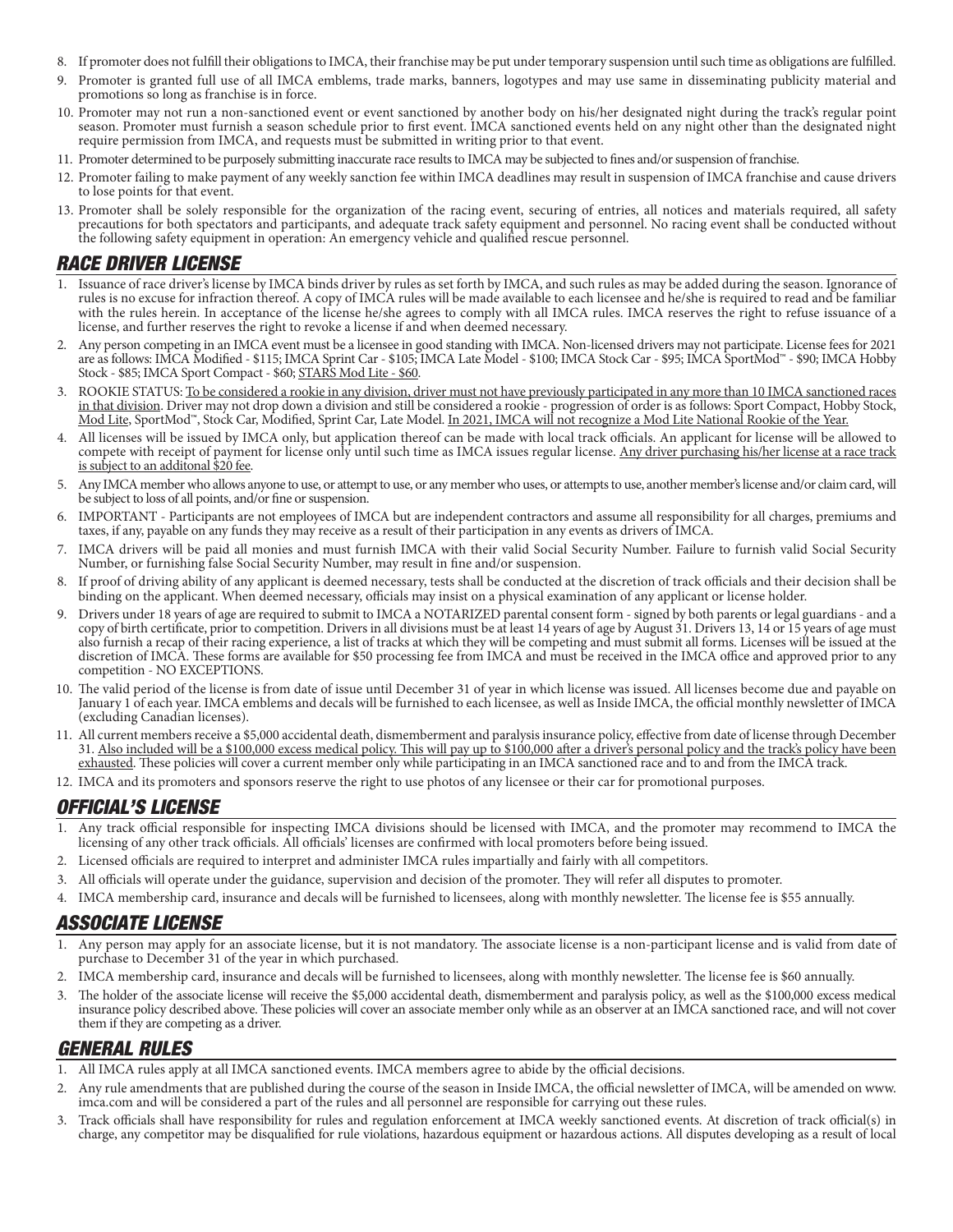8. If promoter does not fulfill their obligations to IMCA, their franchise may be put under temporary suspension until such time as obligations are fulfilled.
9. Promoter is granted full use of all IMCA emblems, trade marks, banners, logotypes and may use same in disseminating publicity material and promotions so long as franchise is in force.
10. Promoter may not run a non-sanctioned event or event sanctioned by another body on his/her designated night during the track's regular point season. Promoter must furnish a season schedule prior to first event. IMCA sanctioned events held on any night other than the designated night require permission from IMCA, and requests must be submitted in writing prior to that event.
11. Promoter determined to be purposely submitting inaccurate race results to IMCA may be subjected to fines and/or suspension of franchise.
12. Promoter failing to make payment of any weekly sanction fee within IMCA deadlines may result in suspension of IMCA franchise and cause drivers to lose points for that event.
13. Promoter shall be solely responsible for the organization of the racing event, securing of entries, all notices and materials required, all safety precautions for both spectators and participants, and adequate track safety equipment and personnel. No racing event shall be conducted without the following safety equipment in operation: An emergency vehicle and qualified rescue personnel.

## RACE DRIVER LICENSE

1. Issuance of race driver's license by IMCA binds driver by rules as set forth by IMCA, and such rules as may be added during the season. Ignorance of rules is no excuse for infraction thereof. A copy of IMCA rules will be made available to each licensee and he/she is required to read and be familiar with the rules herein. In acceptance of the license he/she agrees to comply with all IMCA rules. IMCA reserves the right to refuse issuance of a license, and further reserves the right to revoke a license if and when deemed necessary.
2. Any person competing in an IMCA event must be a licensee in good standing with IMCA. Non-licensed drivers may not participate. License fees for 2021 are as follows: IMCA Modified - $115; IMCA Sprint Car - $105; IMCA Late Model - $100; IMCA Stock Car - $95; IMCA SportMod™ - $90; IMCA Hobby Stock - $85; IMCA Sport Compact - $60; STARS Mod Lite - $60.
3. ROOKIE STATUS: To be considered a rookie in any division, driver must not have previously participated in any more than 10 IMCA sanctioned races in that division. Driver may not drop down a division and still be considered a rookie - progression of order is as follows: Sport Compact, Hobby Stock, Mod Lite, SportMod™, Stock Car, Modified, Sprint Car, Late Model. In 2021, IMCA will not recognize a Mod Lite National Rookie of the Year.
4. All licenses will be issued by IMCA only, but application thereof can be made with local track officials. An applicant for license will be allowed to compete with receipt of payment for license only until such time as IMCA issues regular license. Any driver purchasing his/her license at a race track is subject to an additonal $20 fee.
5. Any IMCA member who allows anyone to use, or attempt to use, or any member who uses, or attempts to use, another member's license and/or claim card, will be subject to loss of all points, and/or fine or suspension.
6. IMPORTANT - Participants are not employees of IMCA but are independent contractors and assume all responsibility for all charges, premiums and taxes, if any, payable on any funds they may receive as a result of their participation in any events as drivers of IMCA.
7. IMCA drivers will be paid all monies and must furnish IMCA with their valid Social Security Number. Failure to furnish valid Social Security Number, or furnishing false Social Security Number, may result in fine and/or suspension.
8. If proof of driving ability of any applicant is deemed necessary, tests shall be conducted at the discretion of track officials and their decision shall be binding on the applicant. When deemed necessary, officials may insist on a physical examination of any applicant or license holder.
9. Drivers under 18 years of age are required to submit to IMCA a NOTARIZED parental consent form - signed by both parents or legal guardians - and a copy of birth certificate, prior to competition. Drivers in all divisions must be at least 14 years of age by August 31. Drivers 13, 14 or 15 years of age must also furnish a recap of their racing experience, a list of tracks at which they will be competing and must submit all forms. Licenses will be issued at the discretion of IMCA. These forms are available for $50 processing fee from IMCA and must be received in the IMCA office and approved prior to any competition - NO EXCEPTIONS.
10. The valid period of the license is from date of issue until December 31 of year in which license was issued. All licenses become due and payable on January 1 of each year. IMCA emblems and decals will be furnished to each licensee, as well as Inside IMCA, the official monthly newsletter of IMCA (excluding Canadian licenses).
11. All current members receive a $5,000 accidental death, dismemberment and paralysis insurance policy, effective from date of license through December 31. Also included will be a $100,000 excess medical policy. This will pay up to $100,000 after a driver's personal policy and the track's policy have been exhausted. These policies will cover a current member only while participating in an IMCA sanctioned race and to and from the IMCA track.
12. IMCA and its promoters and sponsors reserve the right to use photos of any licensee or their car for promotional purposes.

## OFFICIAL'S LICENSE

1. Any track official responsible for inspecting IMCA divisions should be licensed with IMCA, and the promoter may recommend to IMCA the licensing of any other track officials. All officials' licenses are confirmed with local promoters before being issued.
2. Licensed officials are required to interpret and administer IMCA rules impartially and fairly with all competitors.
3. All officials will operate under the guidance, supervision and decision of the promoter. They will refer all disputes to promoter.
4. IMCA membership card, insurance and decals will be furnished to licensees, along with monthly newsletter. The license fee is $55 annually.

## ASSOCIATE LICENSE

1. Any person may apply for an associate license, but it is not mandatory. The associate license is a non-participant license and is valid from date of purchase to December 31 of the year in which purchased.
2. IMCA membership card, insurance and decals will be furnished to licensees, along with monthly newsletter. The license fee is $60 annually.
3. The holder of the associate license will receive the $5,000 accidental death, dismemberment and paralysis policy, as well as the $100,000 excess medical insurance policy described above. These policies will cover an associate member only while as an observer at an IMCA sanctioned race, and will not cover them if they are competing as a driver.

## GENERAL RULES

1. All IMCA rules apply at all IMCA sanctioned events. IMCA members agree to abide by the official decisions.
2. Any rule amendments that are published during the course of the season in Inside IMCA, the official newsletter of IMCA, will be amended on www.imca.com and will be considered a part of the rules and all personnel are responsible for carrying out these rules.
3. Track officials shall have responsibility for rules and regulation enforcement at IMCA weekly sanctioned events. At discretion of track official(s) in charge, any competitor may be disqualified for rule violations, hazardous equipment or hazardous actions. All disputes developing as a result of local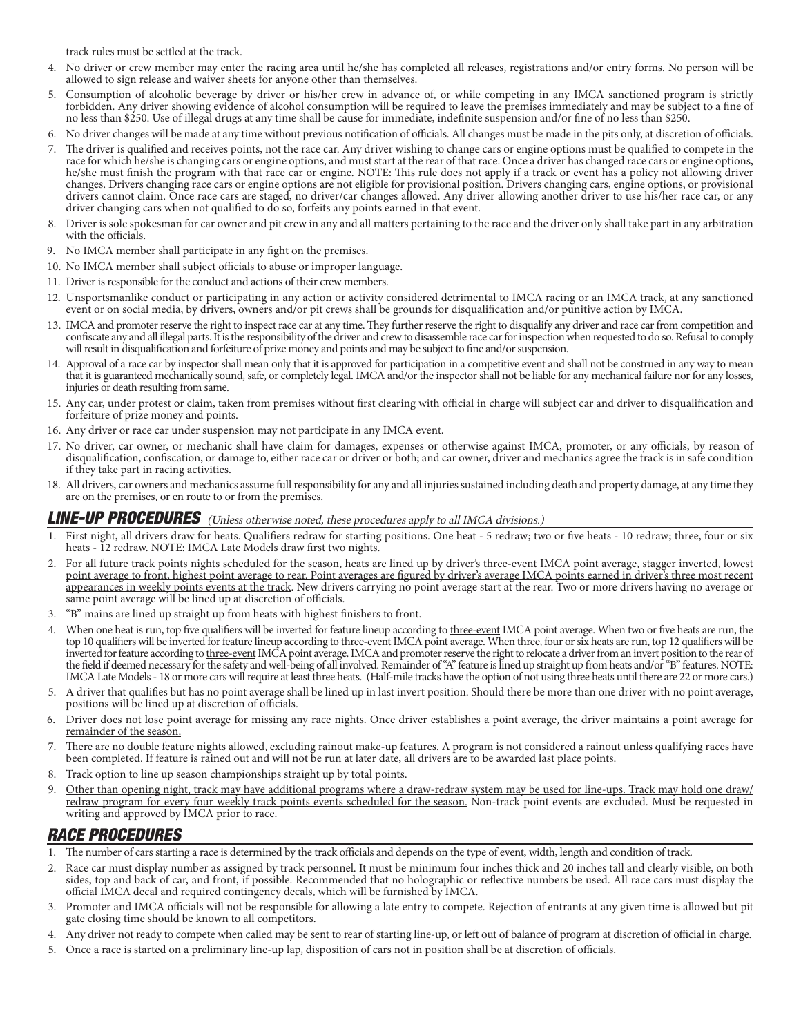track rules must be settled at the track.

4. No driver or crew member may enter the racing area until he/she has completed all releases, registrations and/or entry forms. No person will be allowed to sign release and waiver sheets for anyone other than themselves.
5. Consumption of alcoholic beverage by driver or his/her crew in advance of, or while competing in any IMCA sanctioned program is strictly forbidden. Any driver showing evidence of alcohol consumption will be required to leave the premises immediately and may be subject to a fine of no less than $250. Use of illegal drugs at any time shall be cause for immediate, indefinite suspension and/or fine of no less than $250.
6. No driver changes will be made at any time without previous notification of officials. All changes must be made in the pits only, at discretion of officials.
7. The driver is qualified and receives points, not the race car. Any driver wishing to change cars or engine options must be qualified to compete in the race for which he/she is changing cars or engine options, and must start at the rear of that race. Once a driver has changed race cars or engine options, he/she must finish the program with that race car or engine. NOTE: This rule does not apply if a track or event has a policy not allowing driver changes. Drivers changing race cars or engine options are not eligible for provisional position. Drivers changing cars, engine options, or provisional drivers cannot claim. Once race cars are staged, no driver/car changes allowed. Any driver allowing another driver to use his/her race car, or any driver changing cars when not qualified to do so, forfeits any points earned in that event.
8. Driver is sole spokesman for car owner and pit crew in any and all matters pertaining to the race and the driver only shall take part in any arbitration with the officials.
9. No IMCA member shall participate in any fight on the premises.
10. No IMCA member shall subject officials to abuse or improper language.
11. Driver is responsible for the conduct and actions of their crew members.
12. Unsportsmanlike conduct or participating in any action or activity considered detrimental to IMCA racing or an IMCA track, at any sanctioned event or on social media, by drivers, owners and/or pit crews shall be grounds for disqualification and/or punitive action by IMCA.
13. IMCA and promoter reserve the right to inspect race car at any time. They further reserve the right to disqualify any driver and race car from competition and confiscate any and all illegal parts. It is the responsibility of the driver and crew to disassemble race car for inspection when requested to do so. Refusal to comply will result in disqualification and forfeiture of prize money and points and may be subject to fine and/or suspension.
14. Approval of a race car by inspector shall mean only that it is approved for participation in a competitive event and shall not be construed in any way to mean that it is guaranteed mechanically sound, safe, or completely legal. IMCA and/or the inspector shall not be liable for any mechanical failure nor for any losses, injuries or death resulting from same.
15. Any car, under protest or claim, taken from premises without first clearing with official in charge will subject car and driver to disqualification and forfeiture of prize money and points.
16. Any driver or race car under suspension may not participate in any IMCA event.
17. No driver, car owner, or mechanic shall have claim for damages, expenses or otherwise against IMCA, promoter, or any officials, by reason of disqualification, confiscation, or damage to, either race car or driver or both; and car owner, driver and mechanics agree the track is in safe condition if they take part in racing activities.
18. All drivers, car owners and mechanics assume full responsibility for any and all injuries sustained including death and property damage, at any time they are on the premises, or en route to or from the premises.

## *LINE-UP PROCEDURES* *(Unless otherwise noted, these procedures apply to all IMCA divisions.)*

1. First night, all drivers draw for heats. Qualifiers redraw for starting positions. One heat - 5 redraw; two or five heats - 10 redraw; three, four or six heats - 12 redraw. NOTE: IMCA Late Models draw first two nights.
2. <u>For all future track points nights scheduled for the season, heats are lined up by driver's three-event IMCA point average, stagger inverted, lowest point average to front, highest point average to rear. Point averages are figured by driver's average IMCA points earned in driver's three most recent appearances in weekly points events at the track</u>. New drivers carrying no point average start at the rear. Two or more drivers having no average or same point average will be lined up at discretion of officials.
3. "B" mains are lined up straight up from heats with highest finishers to front.
4. When one heat is run, top five qualifiers will be inverted for feature lineup according to <u>three-event</u> IMCA point average. When two or five heats are run, the top 10 qualifiers will be inverted for feature lineup according to <u>three-event</u> IMCA point average. When three, four or six heats are run, top 12 qualifiers will be inverted for feature according to <u>three-event</u> IMCA point average. IMCA and promoter reserve the right to relocate a driver from an invert position to the rear of the field if deemed necessary for the safety and well-being of all involved. Remainder of "A" feature is lined up straight up from heats and/or "B" features. NOTE: IMCA Late Models - 18 or more cars will require at least three heats. (Half-mile tracks have the option of not using three heats until there are 22 or more cars.)
5. A driver that qualifies but has no point average shall be lined up in last invert position. Should there be more than one driver with no point average, positions will be lined up at discretion of officials.
6. <u>Driver does not lose point average for missing any race nights. Once driver establishes a point average, the driver maintains a point average for remainder of the season.</u>
7. There are no double feature nights allowed, excluding rainout make-up features. A program is not considered a rainout unless qualifying races have been completed. If feature is rained out and will not be run at later date, all drivers are to be awarded last place points.
8. Track option to line up season championships straight up by total points.
9. <u>Other than opening night, track may have additional programs where a draw-redraw system may be used for line-ups. Track may hold one draw/redraw program for every four weekly track points events scheduled for the season.</u> Non-track point events are excluded. Must be requested in writing and approved by IMCA prior to race.

## *RACE PROCEDURES*

1. The number of cars starting a race is determined by the track officials and depends on the type of event, width, length and condition of track.
2. Race car must display number as assigned by track personnel. It must be minimum four inches thick and 20 inches tall and clearly visible, on both sides, top and back of car, and front, if possible. Recommended that no holographic or reflective numbers be used. All race cars must display the official IMCA decal and required contingency decals, which will be furnished by IMCA.
3. Promoter and IMCA officials will not be responsible for allowing a late entry to compete. Rejection of entrants at any given time is allowed but pit gate closing time should be known to all competitors.
4. Any driver not ready to compete when called may be sent to rear of starting line-up, or left out of balance of program at discretion of official in charge.
5. Once a race is started on a preliminary line-up lap, disposition of cars not in position shall be at discretion of officials.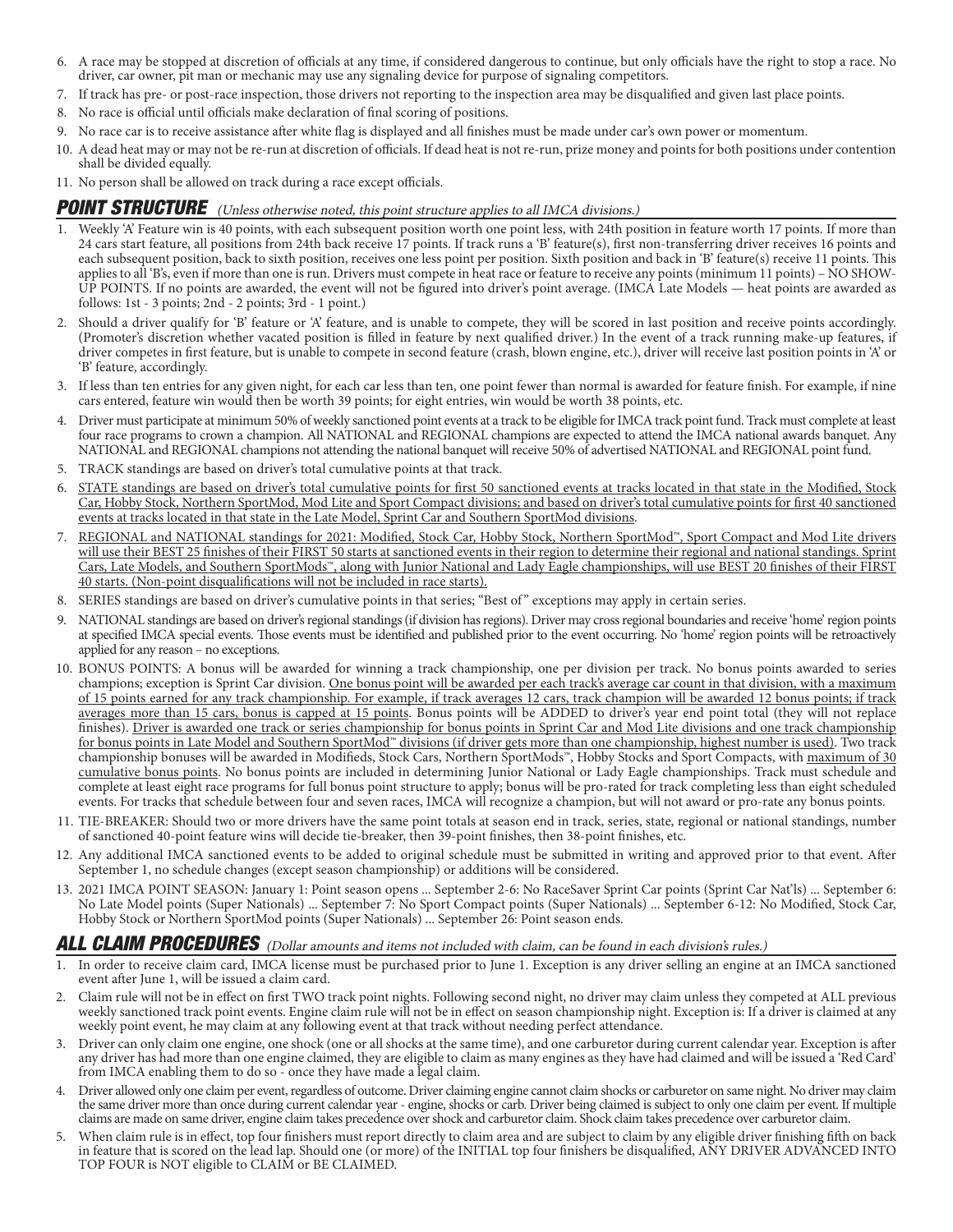6. A race may be stopped at discretion of officials at any time, if considered dangerous to continue, but only officials have the right to stop a race. No driver, car owner, pit man or mechanic may use any signaling device for purpose of signaling competitors.
7. If track has pre- or post-race inspection, those drivers not reporting to the inspection area may be disqualified and given last place points.
8. No race is official until officials make declaration of final scoring of positions.
9. No race car is to receive assistance after white flag is displayed and all finishes must be made under car's own power or momentum.
10. A dead heat may or may not be re-run at discretion of officials. If dead heat is not re-run, prize money and points for both positions under contention shall be divided equally.
11. No person shall be allowed on track during a race except officials.

## POINT STRUCTURE *(Unless otherwise noted, this point structure applies to all IMCA divisions.)*

1. Weekly 'A' Feature win is 40 points, with each subsequent position worth one point less, with 24th position in feature worth 17 points. If more than 24 cars start feature, all positions from 24th back receive 17 points. If track runs a 'B' feature(s), first non-transferring driver receives 16 points and each subsequent position, back to sixth position, receives one less point per position. Sixth position and back in 'B' feature(s) receive 11 points. This applies to all 'B's, even if more than one is run. Drivers must compete in heat race or feature to receive any points (minimum 11 points) – NO SHOW-UP POINTS. If no points are awarded, the event will not be figured into driver's point average. (IMCA Late Models — heat points are awarded as follows: 1st - 3 points; 2nd - 2 points; 3rd - 1 point.)
2. Should a driver qualify for 'B' feature or 'A' feature, and is unable to compete, they will be scored in last position and receive points accordingly. (Promoter's discretion whether vacated position is filled in feature by next qualified driver.) In the event of a track running make-up features, if driver competes in first feature, but is unable to compete in second feature (crash, blown engine, etc.), driver will receive last position points in 'A' or 'B' feature, accordingly.
3. If less than ten entries for any given night, for each car less than ten, one point fewer than normal is awarded for feature finish. For example, if nine cars entered, feature win would then be worth 39 points; for eight entries, win would be worth 38 points, etc.
4. Driver must participate at minimum 50% of weekly sanctioned point events at a track to be eligible for IMCA track point fund. Track must complete at least four race programs to crown a champion. All NATIONAL and REGIONAL champions are expected to attend the IMCA national awards banquet. Any NATIONAL and REGIONAL champions not attending the national banquet will receive 50% of advertised NATIONAL and REGIONAL point fund.
5. TRACK standings are based on driver's total cumulative points at that track.
6. <u>STATE standings are based on driver's total cumulative points for first 50 sanctioned events at tracks located in that state in the Modified, Stock Car, Hobby Stock, Northern SportMod, Mod Lite and Sport Compact divisions; and based on driver's total cumulative points for first 40 sanctioned events at tracks located in that state in the Late Model, Sprint Car and Southern SportMod divisions</u>.
7. <u>REGIONAL and NATIONAL standings for 2021: Modified, Stock Car, Hobby Stock, Northern SportMod™, Sport Compact and Mod Lite drivers will use their BEST 25 finishes of their FIRST 50 starts at sanctioned events in their region to determine their regional and national standings. Sprint Cars, Late Models, and Southern SportMods™, along with Junior National and Lady Eagle championships, will use BEST 20 finishes of their FIRST 40 starts. (Non-point disqualifications will not be included in race starts).</u>
8. SERIES standings are based on driver's cumulative points in that series; "Best of" exceptions may apply in certain series.
9. NATIONAL standings are based on driver's regional standings (if division has regions). Driver may cross regional boundaries and receive 'home' region points at specified IMCA special events. Those events must be identified and published prior to the event occurring. No 'home' region points will be retroactively applied for any reason – no exceptions.
10. BONUS POINTS: A bonus will be awarded for winning a track championship, one per division per track. No bonus points awarded to series champions; exception is Sprint Car division. <u>One bonus point will be awarded per each track's average car count in that division, with a maximum of 15 points earned for any track championship. For example, if track averages 12 cars, track champion will be awarded 12 bonus points; if track averages more than 15 cars, bonus is capped at 15 points</u>. Bonus points will be ADDED to driver's year end point total (they will not replace finishes). <u>Driver is awarded one track or series championship for bonus points in Sprint Car and Mod Lite divisions and one track championship for bonus points in Late Model and Southern SportMod™ divisions (if driver gets more than one championship, highest number is used)</u>. Two track championship bonuses will be awarded in Modifieds, Stock Cars, Northern SportMods™, Hobby Stocks and Sport Compacts, with <u>maximum of 30 cumulative bonus points</u>. No bonus points are included in determining Junior National or Lady Eagle championships. Track must schedule and complete at least eight race programs for full bonus point structure to apply; bonus will be pro-rated for track completing less than eight scheduled events. For tracks that schedule between four and seven races, IMCA will recognize a champion, but will not award or pro-rate any bonus points.
11. TIE-BREAKER: Should two or more drivers have the same point totals at season end in track, series, state, regional or national standings, number of sanctioned 40-point feature wins will decide tie-breaker, then 39-point finishes, then 38-point finishes, etc.
12. Any additional IMCA sanctioned events to be added to original schedule must be submitted in writing and approved prior to that event. After September 1, no schedule changes (except season championship) or additions will be considered.
13. 2021 IMCA POINT SEASON: January 1: Point season opens ... September 2-6: No RaceSaver Sprint Car points (Sprint Car Nat'ls) ... September 6: No Late Model points (Super Nationals) ... September 7: No Sport Compact points (Super Nationals) ... September 6-12: No Modified, Stock Car, Hobby Stock or Northern SportMod points (Super Nationals) ... September 26: Point season ends.

## ALL CLAIM PROCEDURES *(Dollar amounts and items not included with claim, can be found in each division's rules.)*

1. In order to receive claim card, IMCA license must be purchased prior to June 1. Exception is any driver selling an engine at an IMCA sanctioned event after June 1, will be issued a claim card.
2. Claim rule will not be in effect on first TWO track point nights. Following second night, no driver may claim unless they competed at ALL previous weekly sanctioned track point events. Engine claim rule will not be in effect on season championship night. Exception is: If a driver is claimed at any weekly point event, he may claim at any following event at that track without needing perfect attendance.
3. Driver can only claim one engine, one shock (one or all shocks at the same time), and one carburetor during current calendar year. Exception is after any driver has had more than one engine claimed, they are eligible to claim as many engines as they have had claimed and will be issued a 'Red Card' from IMCA enabling them to do so - once they have made a legal claim.
4. Driver allowed only one claim per event, regardless of outcome. Driver claiming engine cannot claim shocks or carburetor on same night. No driver may claim the same driver more than once during current calendar year - engine, shocks or carb. Driver being claimed is subject to only one claim per event. If multiple claims are made on same driver, engine claim takes precedence over shock and carburetor claim. Shock claim takes precedence over carburetor claim.
5. When claim rule is in effect, top four finishers must report directly to claim area and are subject to claim by any eligible driver finishing fifth on back in feature that is scored on the lead lap. Should one (or more) of the INITIAL top four finishers be disqualified, ANY DRIVER ADVANCED INTO TOP FOUR is NOT eligible to CLAIM or BE CLAIMED.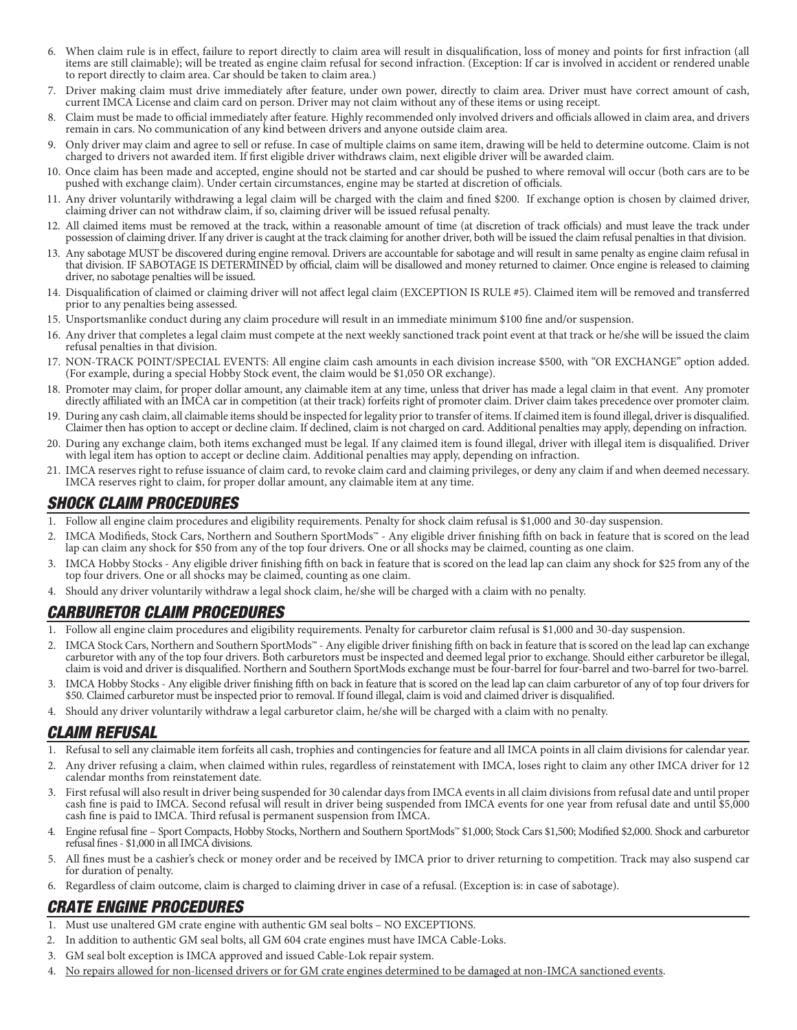6. When claim rule is in effect, failure to report directly to claim area will result in disqualification, loss of money and points for first infraction (all items are still claimable); will be treated as engine claim refusal for second infraction. (Exception: If car is involved in accident or rendered unable to report directly to claim area. Car should be taken to claim area.)
7. Driver making claim must drive immediately after feature, under own power, directly to claim area. Driver must have correct amount of cash, current IMCA License and claim card on person. Driver may not claim without any of these items or using receipt.
8. Claim must be made to official immediately after feature. Highly recommended only involved drivers and officials allowed in claim area, and drivers remain in cars. No communication of any kind between drivers and anyone outside claim area.
9. Only driver may claim and agree to sell or refuse. In case of multiple claims on same item, drawing will be held to determine outcome. Claim is not charged to drivers not awarded item. If first eligible driver withdraws claim, next eligible driver will be awarded claim.
10. Once claim has been made and accepted, engine should not be started and car should be pushed to where removal will occur (both cars are to be pushed with exchange claim). Under certain circumstances, engine may be started at discretion of officials.
11. Any driver voluntarily withdrawing a legal claim will be charged with the claim and fined $200. If exchange option is chosen by claimed driver, claiming driver can not withdraw claim, if so, claiming driver will be issued refusal penalty.
12. All claimed items must be removed at the track, within a reasonable amount of time (at discretion of track officials) and must leave the track under possession of claiming driver. If any driver is caught at the track claiming for another driver, both will be issued the claim refusal penalties in that division.
13. Any sabotage MUST be discovered during engine removal. Drivers are accountable for sabotage and will result in same penalty as engine claim refusal in that division. IF SABOTAGE IS DETERMINED by official, claim will be disallowed and money returned to claimer. Once engine is released to claiming driver, no sabotage penalties will be issued.
14. Disqualification of claimed or claiming driver will not affect legal claim (EXCEPTION IS RULE #5). Claimed item will be removed and transferred prior to any penalties being assessed.
15. Unsportsmanlike conduct during any claim procedure will result in an immediate minimum $100 fine and/or suspension.
16. Any driver that completes a legal claim must compete at the next weekly sanctioned track point event at that track or he/she will be issued the claim refusal penalties in that division.
17. NON-TRACK POINT/SPECIAL EVENTS: All engine claim cash amounts in each division increase $500, with "OR EXCHANGE" option added. (For example, during a special Hobby Stock event, the claim would be $1,050 OR exchange).
18. Promoter may claim, for proper dollar amount, any claimable item at any time, unless that driver has made a legal claim in that event. Any promoter directly affiliated with an IMCA car in competition (at their track) forfeits right of promoter claim. Driver claim takes precedence over promoter claim.
19. During any cash claim, all claimable items should be inspected for legality prior to transfer of items. If claimed item is found illegal, driver is disqualified. Claimer then has option to accept or decline claim. If declined, claim is not charged on card. Additional penalties may apply, depending on infraction.
20. During any exchange claim, both items exchanged must be legal. If any claimed item is found illegal, driver with illegal item is disqualified. Driver with legal item has option to accept or decline claim. Additional penalties may apply, depending on infraction.
21. IMCA reserves right to refuse issuance of claim card, to revoke claim card and claiming privileges, or deny any claim if and when deemed necessary. IMCA reserves right to claim, for proper dollar amount, any claimable item at any time.

## *SHOCK CLAIM PROCEDURES*

1. Follow all engine claim procedures and eligibility requirements. Penalty for shock claim refusal is $1,000 and 30-day suspension.
2. IMCA Modifieds, Stock Cars, Northern and Southern SportMods™ - Any eligible driver finishing fifth on back in feature that is scored on the lead lap can claim any shock for $50 from any of the top four drivers. One or all shocks may be claimed, counting as one claim.
3. IMCA Hobby Stocks - Any eligible driver finishing fifth on back in feature that is scored on the lead lap can claim any shock for $25 from any of the top four drivers. One or all shocks may be claimed, counting as one claim.
4. Should any driver voluntarily withdraw a legal shock claim, he/she will be charged with a claim with no penalty.

## *CARBURETOR CLAIM PROCEDURES*

1. Follow all engine claim procedures and eligibility requirements. Penalty for carburetor claim refusal is $1,000 and 30-day suspension.
2. IMCA Stock Cars, Northern and Southern SportMods™ - Any eligible driver finishing fifth on back in feature that is scored on the lead lap can exchange carburetor with any of the top four drivers. Both carburetors must be inspected and deemed legal prior to exchange. Should either carburetor be illegal, claim is void and driver is disqualified. Northern and Southern SportMods exchange must be four-barrel for four-barrel and two-barrel for two-barrel.
3. IMCA Hobby Stocks - Any eligible driver finishing fifth on back in feature that is scored on the lead lap can claim carburetor of any of top four drivers for $50. Claimed carburetor must be inspected prior to removal. If found illegal, claim is void and claimed driver is disqualified.
4. Should any driver voluntarily withdraw a legal carburetor claim, he/she will be charged with a claim with no penalty.

## *CLAIM REFUSAL*

1. Refusal to sell any claimable item forfeits all cash, trophies and contingencies for feature and all IMCA points in all claim divisions for calendar year.
2. Any driver refusing a claim, when claimed within rules, regardless of reinstatement with IMCA, loses right to claim any other IMCA driver for 12 calendar months from reinstatement date.
3. First refusal will also result in driver being suspended for 30 calendar days from IMCA events in all claim divisions from refusal date and until proper cash fine is paid to IMCA. Second refusal will result in driver being suspended from IMCA events for one year from refusal date and until $5,000 cash fine is paid to IMCA. Third refusal is permanent suspension from IMCA.
4. Engine refusal fine – Sport Compacts, Hobby Stocks, Northern and Southern SportMods™ $1,000; Stock Cars $1,500; Modified $2,000. Shock and carburetor refusal fines - $1,000 in all IMCA divisions.
5. All fines must be a cashier's check or money order and be received by IMCA prior to driver returning to competition. Track may also suspend car for duration of penalty.
6. Regardless of claim outcome, claim is charged to claiming driver in case of a refusal. (Exception is: in case of sabotage).

## *CRATE ENGINE PROCEDURES*

1. Must use unaltered GM crate engine with authentic GM seal bolts – NO EXCEPTIONS.
2. In addition to authentic GM seal bolts, all GM 604 crate engines must have IMCA Cable-Loks.
3. GM seal bolt exception is IMCA approved and issued Cable-Lok repair system.
4. <u>No repairs allowed for non-licensed drivers or for GM crate engines determined to be damaged at non-IMCA sanctioned events</u>.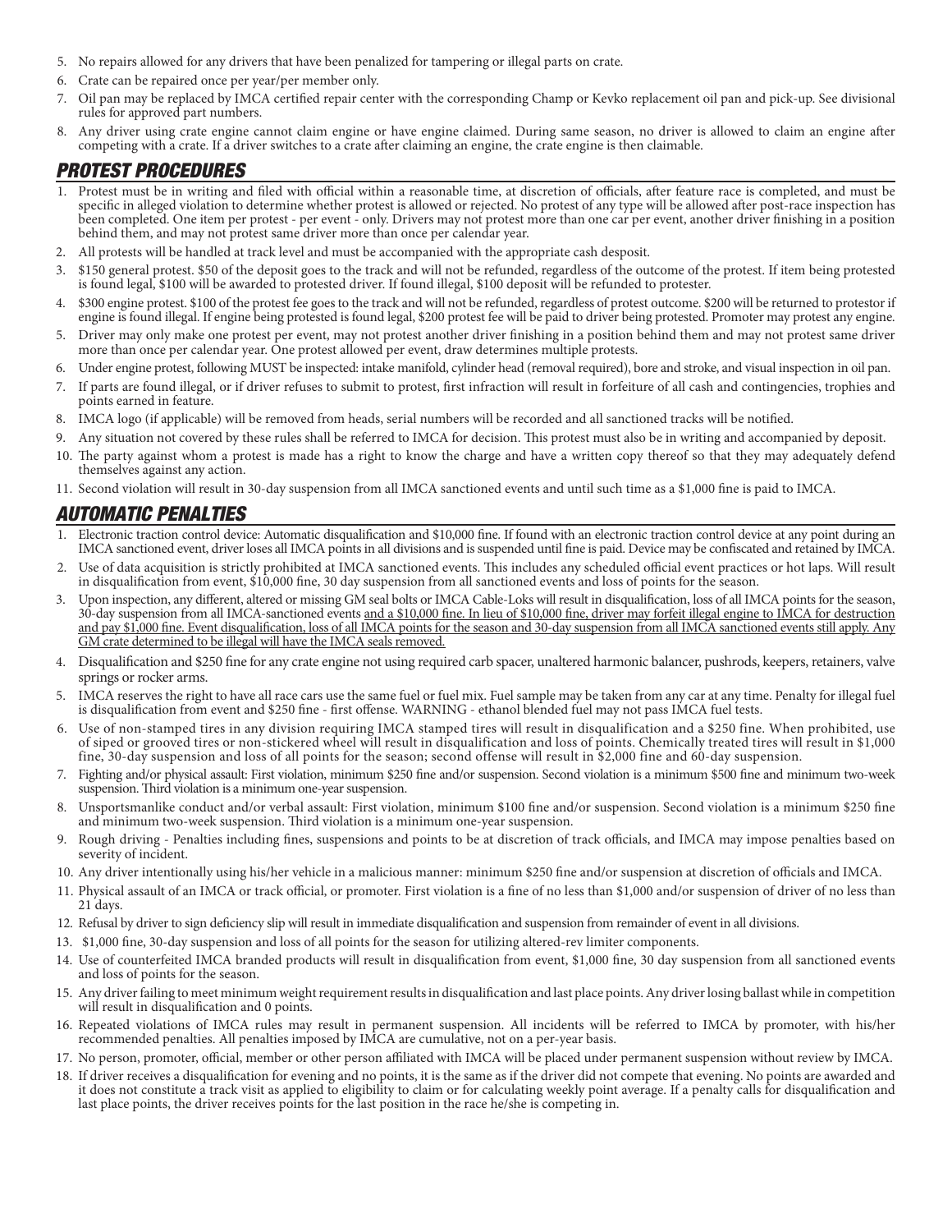5. No repairs allowed for any drivers that have been penalized for tampering or illegal parts on crate.
6. Crate can be repaired once per year/per member only.
7. Oil pan may be replaced by IMCA certified repair center with the corresponding Champ or Kevko replacement oil pan and pick-up. See divisional rules for approved part numbers.
8. Any driver using crate engine cannot claim engine or have engine claimed. During same season, no driver is allowed to claim an engine after competing with a crate. If a driver switches to a crate after claiming an engine, the crate engine is then claimable.

## *PROTEST PROCEDURES*

1. Protest must be in writing and filed with official within a reasonable time, at discretion of officials, after feature race is completed, and must be specific in alleged violation to determine whether protest is allowed or rejected. No protest of any type will be allowed after post-race inspection has been completed. One item per protest - per event - only. Drivers may not protest more than one car per event, another driver finishing in a position behind them, and may not protest same driver more than once per calendar year.
2. All protests will be handled at track level and must be accompanied with the appropriate cash desposit.
3. $150 general protest. $50 of the deposit goes to the track and will not be refunded, regardless of the outcome of the protest. If item being protested is found legal, $100 will be awarded to protested driver. If found illegal, $100 deposit will be refunded to protester.
4. $300 engine protest. $100 of the protest fee goes to the track and will not be refunded, regardless of protest outcome. $200 will be returned to protestor if engine is found illegal. If engine being protested is found legal, $200 protest fee will be paid to driver being protested. Promoter may protest any engine.
5. Driver may only make one protest per event, may not protest another driver finishing in a position behind them and may not protest same driver more than once per calendar year. One protest allowed per event, draw determines multiple protests.
6. Under engine protest, following MUST be inspected: intake manifold, cylinder head (removal required), bore and stroke, and visual inspection in oil pan.
7. If parts are found illegal, or if driver refuses to submit to protest, first infraction will result in forfeiture of all cash and contingencies, trophies and points earned in feature.
8. IMCA logo (if applicable) will be removed from heads, serial numbers will be recorded and all sanctioned tracks will be notified.
9. Any situation not covered by these rules shall be referred to IMCA for decision. This protest must also be in writing and accompanied by deposit.
10. The party against whom a protest is made has a right to know the charge and have a written copy thereof so that they may adequately defend themselves against any action.
11. Second violation will result in 30-day suspension from all IMCA sanctioned events and until such time as a $1,000 fine is paid to IMCA.

## *AUTOMATIC PENALTIES*

1. Electronic traction control device: Automatic disqualification and $10,000 fine. If found with an electronic traction control device at any point during an IMCA sanctioned event, driver loses all IMCA points in all divisions and is suspended until fine is paid. Device may be confiscated and retained by IMCA.
2. Use of data acquisition is strictly prohibited at IMCA sanctioned events. This includes any scheduled official event practices or hot laps. Will result in disqualification from event, $10,000 fine, 30 day suspension from all sanctioned events and loss of points for the season.
3. Upon inspection, any different, altered or missing GM seal bolts or IMCA Cable-Loks will result in disqualification, loss of all IMCA points for the season, 30-day suspension from all IMCA-sanctioned events <u>and a $10,000 fine. In lieu of $10,000 fine, driver may forfeit illegal engine to IMCA for destruction and pay $1,000 fine. Event disqualification, loss of all IMCA points for the season and 30-day suspension from all IMCA sanctioned events still apply. Any GM crate determined to be illegal will have the IMCA seals removed.</u>
4. Disqualification and $250 fine for any crate engine not using required carb spacer, unaltered harmonic balancer, pushrods, keepers, retainers, valve springs or rocker arms.
5. IMCA reserves the right to have all race cars use the same fuel or fuel mix. Fuel sample may be taken from any car at any time. Penalty for illegal fuel is disqualification from event and $250 fine - first offense. WARNING - ethanol blended fuel may not pass IMCA fuel tests.
6. Use of non-stamped tires in any division requiring IMCA stamped tires will result in disqualification and a $250 fine. When prohibited, use of siped or grooved tires or non-stickered wheel will result in disqualification and loss of points. Chemically treated tires will result in $1,000 fine, 30-day suspension and loss of all points for the season; second offense will result in $2,000 fine and 60-day suspension.
7. Fighting and/or physical assault: First violation, minimum $250 fine and/or suspension. Second violation is a minimum $500 fine and minimum two-week suspension. Third violation is a minimum one-year suspension.
8. Unsportsmanlike conduct and/or verbal assault: First violation, minimum $100 fine and/or suspension. Second violation is a minimum $250 fine and minimum two-week suspension. Third violation is a minimum one-year suspension.
9. Rough driving - Penalties including fines, suspensions and points to be at discretion of track officials, and IMCA may impose penalties based on severity of incident.
10. Any driver intentionally using his/her vehicle in a malicious manner: minimum $250 fine and/or suspension at discretion of officials and IMCA.
11. Physical assault of an IMCA or track official, or promoter. First violation is a fine of no less than $1,000 and/or suspension of driver of no less than 21 days.
12. Refusal by driver to sign deficiency slip will result in immediate disqualification and suspension from remainder of event in all divisions.
13. $1,000 fine, 30-day suspension and loss of all points for the season for utilizing altered-rev limiter components.
14. Use of counterfeited IMCA branded products will result in disqualification from event, $1,000 fine, 30 day suspension from all sanctioned events and loss of points for the season.
15. Any driver failing to meet minimum weight requirement results in disqualification and last place points. Any driver losing ballast while in competition will result in disqualification and 0 points.
16. Repeated violations of IMCA rules may result in permanent suspension. All incidents will be referred to IMCA by promoter, with his/her recommended penalties. All penalties imposed by IMCA are cumulative, not on a per-year basis.
17. No person, promoter, official, member or other person affiliated with IMCA will be placed under permanent suspension without review by IMCA.
18. If driver receives a disqualification for evening and no points, it is the same as if the driver did not compete that evening. No points are awarded and it does not constitute a track visit as applied to eligibility to claim or for calculating weekly point average. If a penalty calls for disqualification and last place points, the driver receives points for the last position in the race he/she is competing in.